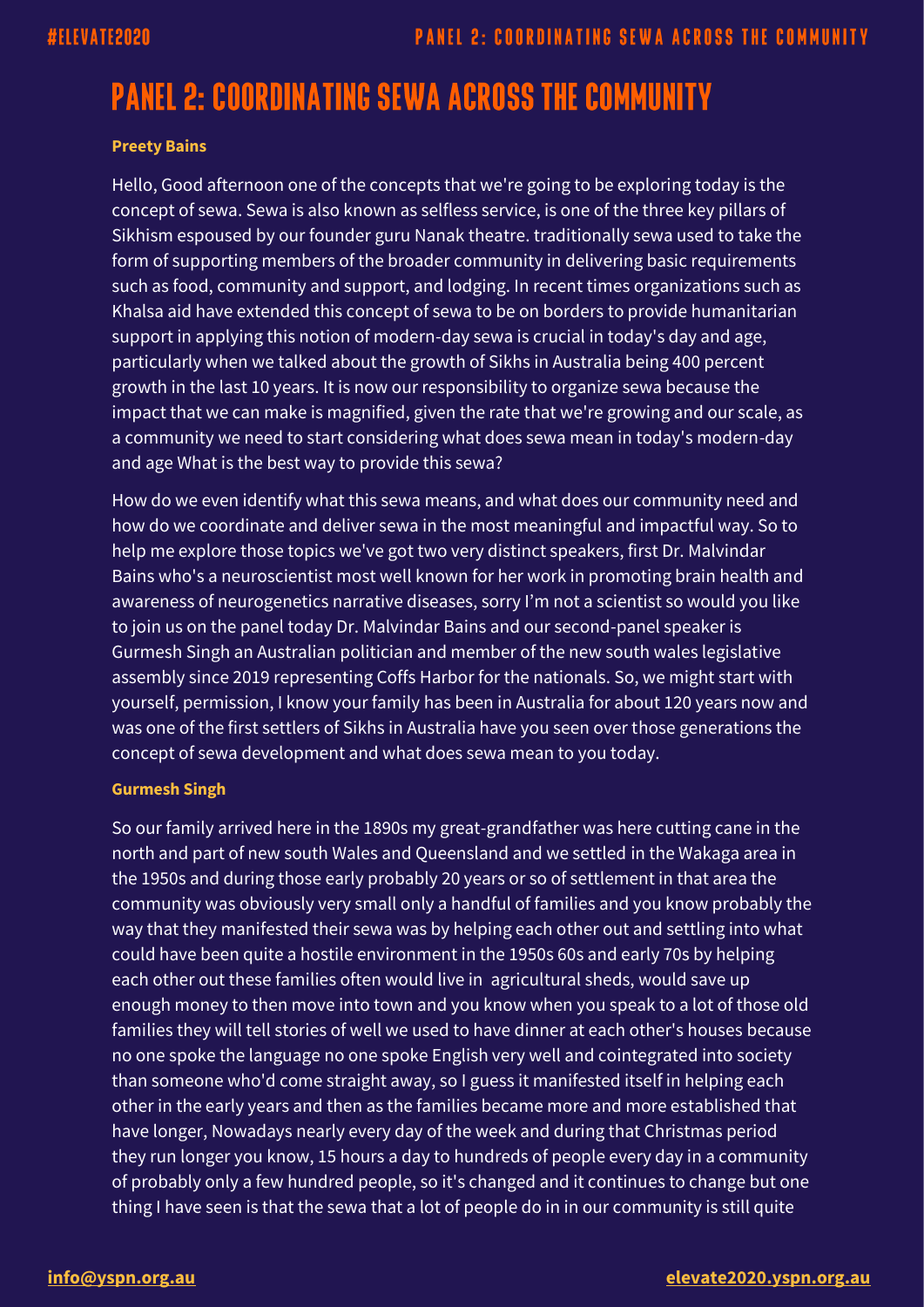# PANEL 2: COORDINATING SEWA ACROSS THE COMMUNITY

**Preety Bains**

Hello, Good afternoon one of the concepts that we're going to be exploring today is the concept of sewa. Sewa is also known as selfless service, is one of the three key pillars of Sikhism espoused by our founder guru Nanak theatre. traditionally sewa used to take the form of supporting members of the broader community in delivering basic requirements such as food, community and support, and lodging. In recent times organizations such as Khalsa aid have extended this concept of sewa to be on borders to provide humanitarian support in applying this notion of modern-day sewa is crucial in today's day and age, particularly when we talked about the growth of Sikhs in Australia being 400 percent growth in the last 10 years. It is now our responsibility to organize sewa because the impact that we can make is magnified, given the rate that we're growing and our scale, as a community we need to start considering what does sewa mean in today's modern-day and age What is the best way to provide this sewa?

How do we even identify what this sewa means, and what does our community need and how do we coordinate and deliver sewa in the most meaningful and impactful way. So to help me explore those topics we've got two very distinct speakers, first Dr. Malvindar Bains who's a neuroscientist most well known for her work in promoting brain health and awareness of neurogenetics narrative diseases, sorry I'm not a scientist so would you like to join us on the panel today Dr. Malvindar Bains and our second-panel speaker is Gurmesh Singh an Australian politician and member of the new south wales legislative assembly since 2019 representing Coffs Harbor for the nationals. So, we might start with yourself, permission, I know your family has been in Australia for about 120 years now and was one of the first settlers of Sikhs in Australia have you seen over those generations the concept of sewa development and what does sewa mean to you today.

**Gurmesh Singh**

So our family arrived here in the 1890s my great-grandfather was here cutting cane in the north and part of new south Wales and Queensland and we settled in the Wakaga area in the 1950s and during those early probably 20 years or so of settlement in that area the community was obviously very small only a handful of families and you know probably the way that they manifested their sewa was by helping each other out and settling into what could have been quite a hostile environment in the 1950s 60s and early 70s by helping each other out these families often would live in agricultural sheds, would save up enough money to then move into town and you know when you speak to a lot of those old families they will tell stories of well we used to have dinner at each other's houses because no one spoke the language no one spoke English very well and cointegrated into society than someone who'd come straight away, so I guess it manifested itself in helping each other in the early years and then as the families became more and more established that have longer, Nowadays nearly every day of the week and during that Christmas period they run longer you know, 15 hours a day to hundreds of people every day in a community of probably only a few hundred people, so it's changed and it continues to change but one thing I have seen is that the sewa that a lot of people do in in our community is still quite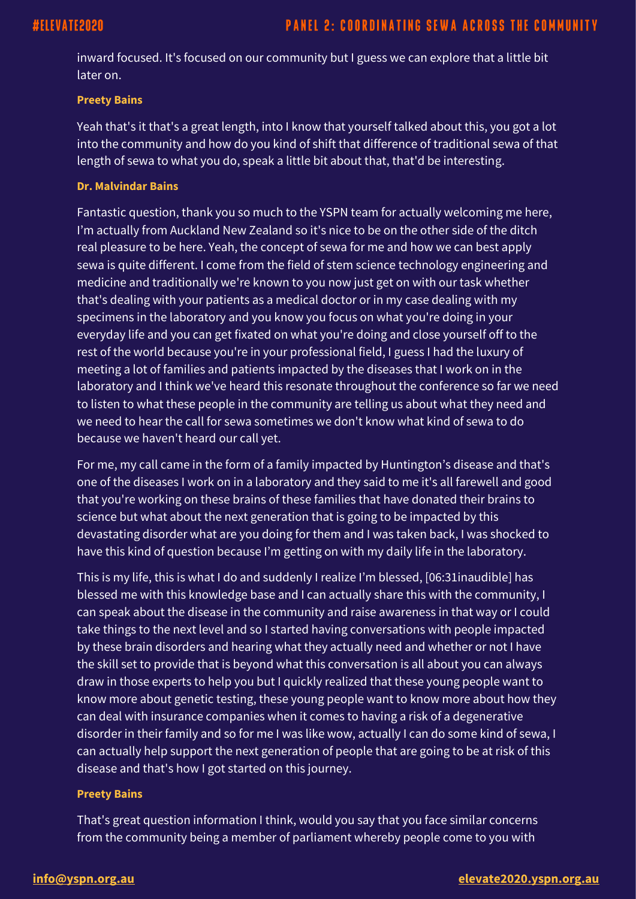inward focused. It's focused on our community but I guess we can explore that a little bit later on.

**Preety Bains**

Yeah that's it that's a great length, into I know that yourself talked about this, you got a lot into the community and how do you kind of shift that difference of traditional sewa of that length of sewa to what you do, speak a little bit about that, that'd be interesting.

**Dr. Malvindar Bains**

Fantastic question, thank you so much to the YSPN team for actually welcoming me here, I'm actually from Auckland New Zealand so it's nice to be on the other side of the ditch real pleasure to be here. Yeah, the concept of sewa for me and how we can best apply sewa is quite different. I come from the field of stem science technology engineering and medicine and traditionally we're known to you now just get on with our task whether that's dealing with your patients as a medical doctor or in my case dealing with my specimens in the laboratory and you know you focus on what you're doing in your everyday life and you can get fixated on what you're doing and close yourself off to the rest of the world because you're in your professional field, I guess I had the luxury of meeting a lot of families and patients impacted by the diseases that I work on in the laboratory and I think we've heard this resonate throughout the conference so far we need to listen to what these people in the community are telling us about what they need and we need to hear the call for sewa sometimes we don't know what kind of sewa to do because we haven't heard our call yet.

For me, my call came in the form of a family impacted by Huntington's disease and that's one of the diseases I work on in a laboratory and they said to me it's all farewell and good that you're working on these brains of these families that have donated their brains to science but what about the next generation that is going to be impacted by this devastating disorder what are you doing for them and I was taken back, I was shocked to have this kind of question because I'm getting on with my daily life in the laboratory.

This is my life, this is what I do and suddenly I realize I'm blessed, [06:31inaudible] has blessed me with this knowledge base and I can actually share this with the community, I can speak about the disease in the community and raise awareness in that way or I could take things to the next level and so I started having conversations with people impacted by these brain disorders and hearing what they actually need and whether or not I have the skill set to provide that is beyond what this conversation is all about you can always draw in those experts to help you but I quickly realized that these young people want to know more about genetic testing, these young people want to know more about how they can deal with insurance companies when it comes to having a risk of a degenerative disorder in their family and so for me I was like wow, actually I can do some kind of sewa, I can actually help support the next generation of people that are going to be at risk of this disease and that's how I got started on this journey.

**Preety Bains**

That's great question information I think, would you say that you face similar concerns from the community being a member of parliament whereby people come to you with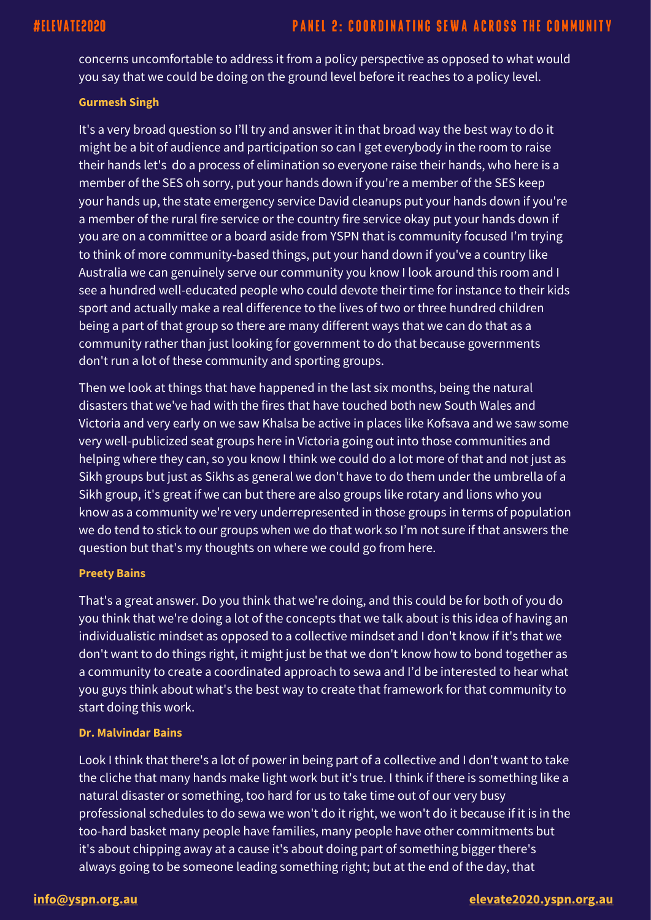concerns uncomfortable to address it from a policy perspective as opposed to what would you say that we could be doing on the ground level before it reaches to a policy level.

**Gurmesh Singh**

It's a very broad question so I'll try and answer it in that broad way the best way to do it might be a bit of audience and participation so can I get everybody in the room to raise their hands let's do a process of elimination so everyone raise their hands, who here is a member of the SES oh sorry, put your hands down if you're a member of the SES keep your hands up, the state emergency service David cleanups put your hands down if you're a member of the rural fire service or the country fire service okay put your hands down if you are on a committee or a board aside from YSPN that is community focused I'm trying to think of more community-based things, put your hand down if you've a country like Australia we can genuinely serve our community you know I look around this room and I see a hundred well-educated people who could devote their time for instance to their kids sport and actually make a real difference to the lives of two or three hundred children being a part of that group so there are many different ways that we can do that as a community rather than just looking for government to do that because governments don't run a lot of these community and sporting groups.

Then we look at things that have happened in the last six months, being the natural disasters that we've had with the fires that have touched both new South Wales and Victoria and very early on we saw Khalsa be active in places like Kofsava and we saw some very well-publicized seat groups here in Victoria going out into those communities and helping where they can, so you know I think we could do a lot more of that and not just as Sikh groups but just as Sikhs as general we don't have to do them under the umbrella of a Sikh group, it's great if we can but there are also groups like rotary and lions who you know as a community we're very underrepresented in those groups in terms of population we do tend to stick to our groups when we do that work so I'm not sure if that answers the question but that's my thoughts on where we could go from here.

**Preety Bains**

That's a great answer. Do you think that we're doing, and this could be for both of you do you think that we're doing a lot of the concepts that we talk about is this idea of having an individualistic mindset as opposed to a collective mindset and I don't know if it's that we don't want to do things right, it might just be that we don't know how to bond together as a community to create a coordinated approach to sewa and I'd be interested to hear what you guys think about what's the best way to create that framework for that community to start doing this work.

**Dr. Malvindar Bains**

Look I think that there's a lot of power in being part of a collective and I don't want to take the cliche that many hands make light work but it's true. I think if there is something like a natural disaster or something, too hard for us to take time out of our very busy professional schedules to do sewa we won't do it right, we won't do it because if it is in the too-hard basket many people have families, many people have other commitments but it's about chipping away at a cause it's about doing part of something bigger there's always going to be someone leading something right; but at the end of the day, that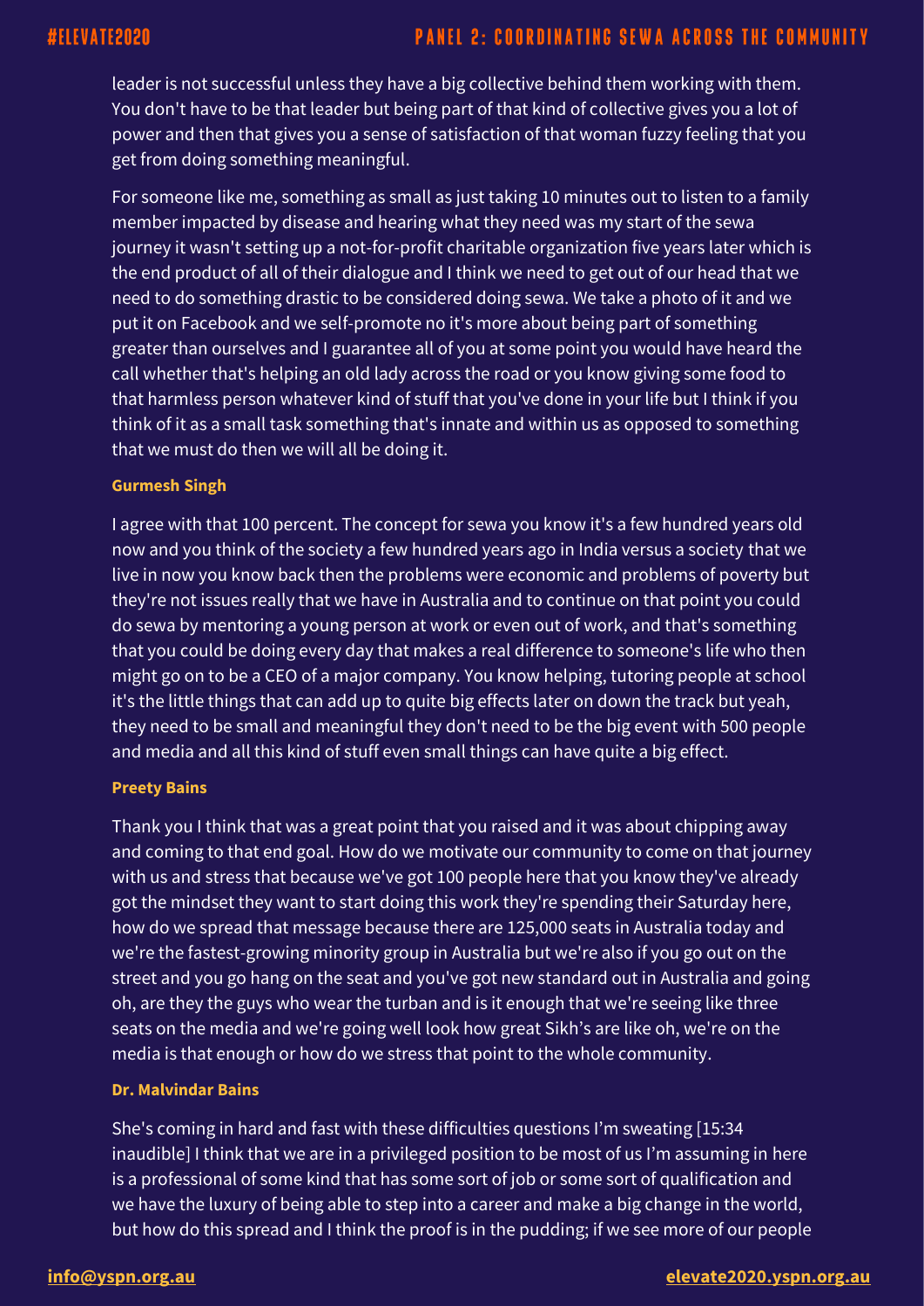leader is not successful unless they have a big collective behind them working with them. You don't have to be that leader but being part of that kind of collective gives you a lot of power and then that gives you a sense of satisfaction of that woman fuzzy feeling that you get from doing something meaningful.

For someone like me, something as small as just taking 10 minutes out to listen to a family member impacted by disease and hearing what they need was my start of the sewa journey it wasn't setting up a not-for-profit charitable organization five years later which is the end product of all of their dialogue and I think we need to get out of our head that we need to do something drastic to be considered doing sewa. We take a photo of it and we put it on Facebook and we self-promote no it's more about being part of something greater than ourselves and I guarantee all of you at some point you would have heard the call whether that's helping an old lady across the road or you know giving some food to that harmless person whatever kind of stuff that you've done in your life but I think if you think of it as a small task something that's innate and within us as opposed to something that we must do then we will all be doing it.

**Gurmesh Singh**

I agree with that 100 percent. The concept for sewa you know it's a few hundred years old now and you think of the society a few hundred years ago in India versus a society that we live in now you know back then the problems were economic and problems of poverty but they're not issues really that we have in Australia and to continue on that point you could do sewa by mentoring a young person at work or even out of work, and that's something that you could be doing every day that makes a real difference to someone's life who then might go on to be a CEO of a major company. You know helping, tutoring people at school it's the little things that can add up to quite big effects later on down the track but yeah, they need to be small and meaningful they don't need to be the big event with 500 people and media and all this kind of stuff even small things can have quite a big effect.

**Preety Bains**

Thank you I think that was a great point that you raised and it was about chipping away and coming to that end goal. How do we motivate our community to come on that journey with us and stress that because we've got 100 people here that you know they've already got the mindset they want to start doing this work they're spending their Saturday here, how do we spread that message because there are 125,000 seats in Australia today and we're the fastest-growing minority group in Australia but we're also if you go out on the street and you go hang on the seat and you've got new standard out in Australia and going oh, are they the guys who wear the turban and is it enough that we're seeing like three seats on the media and we're going well look how great Sikh's are like oh, we're on the media is that enough or how do we stress that point to the whole community.

**Dr. Malvindar Bains**

She's coming in hard and fast with these difficulties questions I'm sweating [15:34 inaudible] I think that we are in a privileged position to be most of us I'm assuming in here is a professional of some kind that has some sort of job or some sort of qualification and we have the luxury of being able to step into a career and make a big change in the world, but how do this spread and I think the proof is in the pudding; if we see more of our people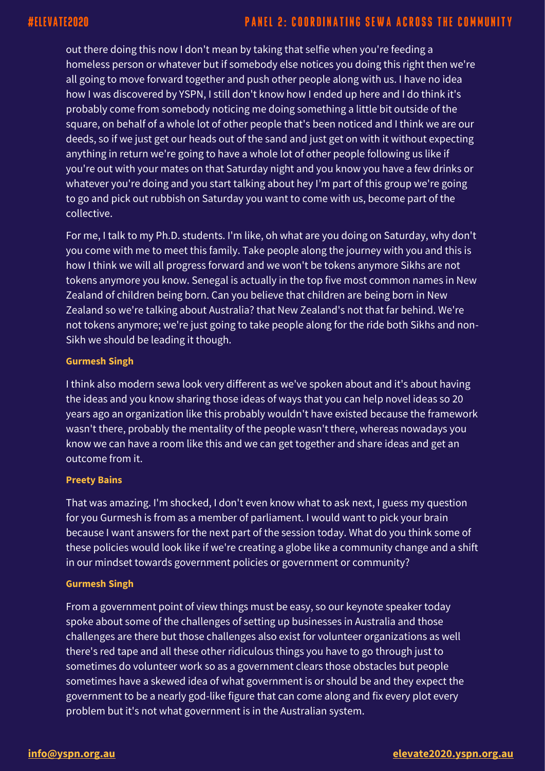out there doing this now I don't mean by taking that selfie when you're feeding a homeless person or whatever but if somebody else notices you doing this right then we're all going to move forward together and push other people along with us. I have no idea how I was discovered by YSPN, I still don't know how I ended up here and I do think it's probably come from somebody noticing me doing something a little bit outside of the square, on behalf of a whole lot of other people that's been noticed and I think we are our deeds, so if we just get our heads out of the sand and just get on with it without expecting anything in return we're going to have a whole lot of other people following us like if you're out with your mates on that Saturday night and you know you have a few drinks or whatever you're doing and you start talking about hey I'm part of this group we're going to go and pick out rubbish on Saturday you want to come with us, become part of the collective.

For me, I talk to my Ph.D. students. I'm like, oh what are you doing on Saturday, why don't you come with me to meet this family. Take people along the journey with you and this is how I think we will all progress forward and we won't be tokens anymore Sikhs are not tokens anymore you know. Senegal is actually in the top five most common names in New Zealand of children being born. Can you believe that children are being born in New Zealand so we're talking about Australia? that New Zealand's not that far behind. We're not tokens anymore; we're just going to take people along for the ride both Sikhs and non-Sikh we should be leading it though.

**Gurmesh Singh**

I think also modern sewa look very different as we've spoken about and it's about having the ideas and you know sharing those ideas of ways that you can help novel ideas so 20 years ago an organization like this probably wouldn't have existed because the framework wasn't there, probably the mentality of the people wasn't there, whereas nowadays you know we can have a room like this and we can get together and share ideas and get an outcome from it.

**Preety Bains**

That was amazing. I'm shocked, I don't even know what to ask next, I guess my question for you Gurmesh is from as a member of parliament. I would want to pick your brain because I want answers for the next part of the session today. What do you think some of these policies would look like if we're creating a globe like a community change and a shift in our mindset towards government policies or government or community?

**Gurmesh Singh**

From a government point of view things must be easy, so our keynote speaker today spoke about some of the challenges of setting up businesses in Australia and those challenges are there but those challenges also exist for volunteer organizations as well there's red tape and all these other ridiculous things you have to go through just to sometimes do volunteer work so as a government clears those obstacles but people sometimes have a skewed idea of what government is or should be and they expect the government to be a nearly god-like figure that can come along and fix every plot every problem but it's not what government is in the Australian system.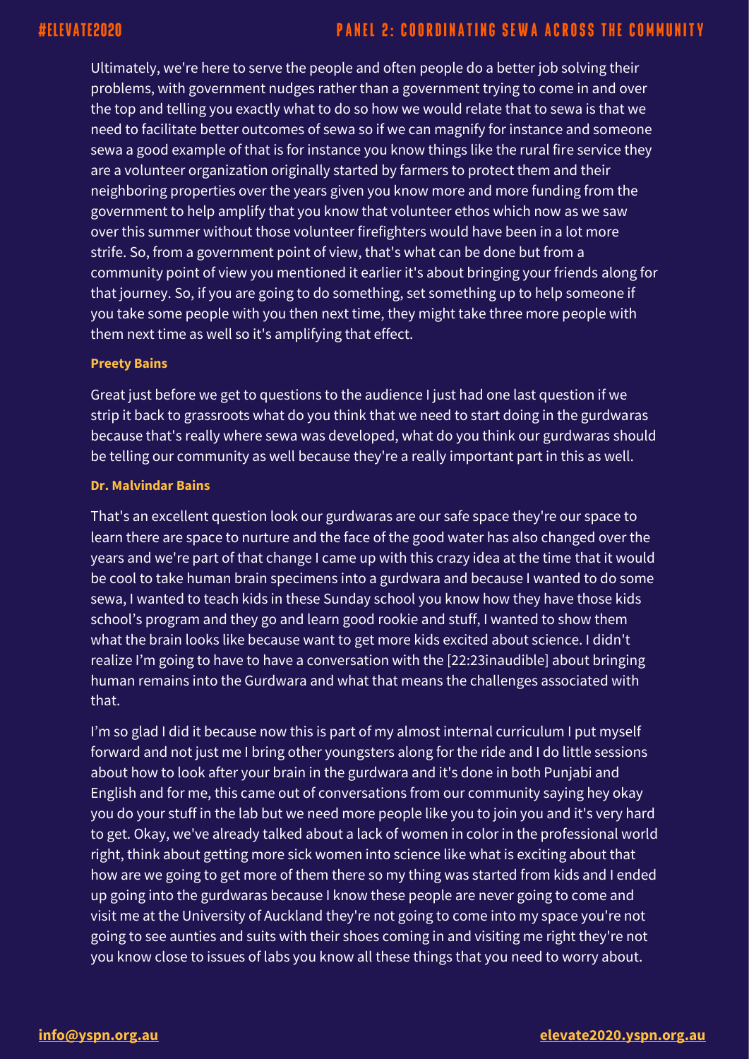Ultimately, we're here to serve the people and often people do a better job solving their problems, with government nudges rather than a government trying to come in and over the top and telling you exactly what to do so how we would relate that to sewa is that we need to facilitate better outcomes of sewa so if we can magnify for instance and someone sewa a good example of that is for instance you know things like the rural fire service they are a volunteer organization originally started by farmers to protect them and their neighboring properties over the years given you know more and more funding from the government to help amplify that you know that volunteer ethos which now as we saw over this summer without those volunteer firefighters would have been in a lot more strife. So, from a government point of view, that's what can be done but from a community point of view you mentioned it earlier it's about bringing your friends along for that journey. So, if you are going to do something, set something up to help someone if you take some people with you then next time, they might take three more people with them next time as well so it's amplifying that effect.

**Preety Bains**

Great just before we get to questions to the audience I just had one last question if we strip it back to grassroots what do you think that we need to start doing in the gurdwaras because that's really where sewa was developed, what do you think our gurdwaras should be telling our community as well because they're a really important part in this as well.

**Dr. Malvindar Bains**

That's an excellent question look our gurdwaras are our safe space they're our space to learn there are space to nurture and the face of the good water has also changed over the years and we're part of that change I came up with this crazy idea at the time that it would be cool to take human brain specimens into a gurdwara and because I wanted to do some sewa, I wanted to teach kids in these Sunday school you know how they have those kids school's program and they go and learn good rookie and stuff, I wanted to show them what the brain looks like because want to get more kids excited about science. I didn't realize I'm going to have to have a conversation with the [22:23inaudible] about bringing human remains into the Gurdwara and what that means the challenges associated with that.

I'm so glad I did it because now this is part of my almost internal curriculum I put myself forward and not just me I bring other youngsters along for the ride and I do little sessions about how to look after your brain in the gurdwara and it's done in both Punjabi and English and for me, this came out of conversations from our community saying hey okay you do your stuff in the lab but we need more people like you to join you and it's very hard to get. Okay, we've already talked about a lack of women in color in the professional world right, think about getting more sick women into science like what is exciting about that how are we going to get more of them there so my thing was started from kids and I ended up going into the gurdwaras because I know these people are never going to come and visit me at the University of Auckland they're not going to come into my space you're not going to see aunties and suits with their shoes coming in and visiting me right they're not you know close to issues of labs you know all these things that you need to worry about.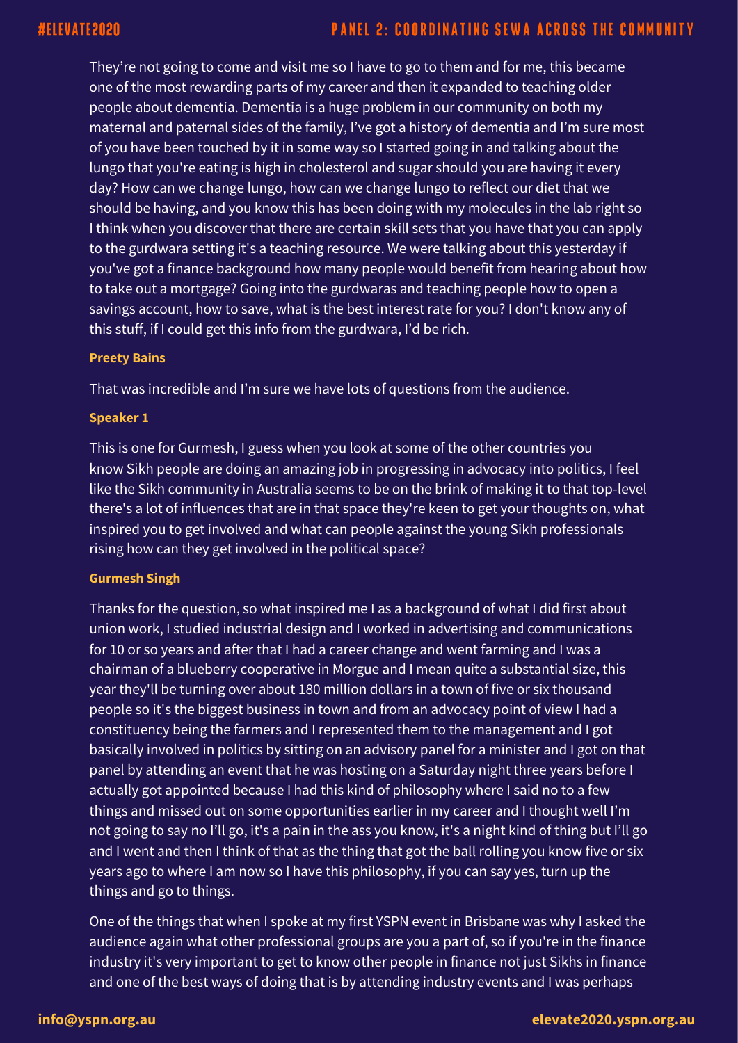They're not going to come and visit me so I have to go to them and for me, this became one of the most rewarding parts of my career and then it expanded to teaching older people about dementia. Dementia is a huge problem in our community on both my maternal and paternal sides of the family, I've got a history of dementia and I'm sure most of you have been touched by it in some way so I started going in and talking about the lungo that you're eating is high in cholesterol and sugar should you are having it every day? How can we change lungo, how can we change lungo to reflect our diet that we should be having, and you know this has been doing with my molecules in the lab right so I think when you discover that there are certain skill sets that you have that you can apply to the gurdwara setting it's a teaching resource. We were talking about this yesterday if you've got a finance background how many people would benefit from hearing about how to take out a mortgage? Going into the gurdwaras and teaching people how to open a savings account, how to save, what is the best interest rate for you? I don't know any of this stuff, if I could get this info from the gurdwara, I'd be rich.

**Preety Bains**

That was incredible and I'm sure we have lots of questions from the audience.

**Speaker 1**

This is one for Gurmesh, I guess when you look at some of the other countries you know Sikh people are doing an amazing job in progressing in advocacy into politics, I feel like the Sikh community in Australia seems to be on the brink of making it to that top-level there's a lot of influences that are in that space they're keen to get your thoughts on, what inspired you to get involved and what can people against the young Sikh professionals rising how can they get involved in the political space?

**Gurmesh Singh**

Thanks for the question, so what inspired me I as a background of what I did first about union work, I studied industrial design and I worked in advertising and communications for 10 or so years and after that I had a career change and went farming and I was a chairman of a blueberry cooperative in Morgue and I mean quite a substantial size, this year they'll be turning over about 180 million dollars in a town of five or six thousand people so it's the biggest business in town and from an advocacy point of view I had a constituency being the farmers and I represented them to the management and I got basically involved in politics by sitting on an advisory panel for a minister and I got on that panel by attending an event that he was hosting on a Saturday night three years before I actually got appointed because I had this kind of philosophy where I said no to a few things and missed out on some opportunities earlier in my career and I thought well I'm not going to say no I'll go, it's a pain in the ass you know, it's a night kind of thing but I'll go and I went and then I think of that as the thing that got the ball rolling you know five or six years ago to where I am now so I have this philosophy, if you can say yes, turn up the things and go to things.

One of the things that when I spoke at my first YSPN event in Brisbane was why I asked the audience again what other professional groups are you a part of, so if you're in the finance industry it's very important to get to know other people in finance not just Sikhs in finance and one of the best ways of doing that is by attending industry events and I was perhaps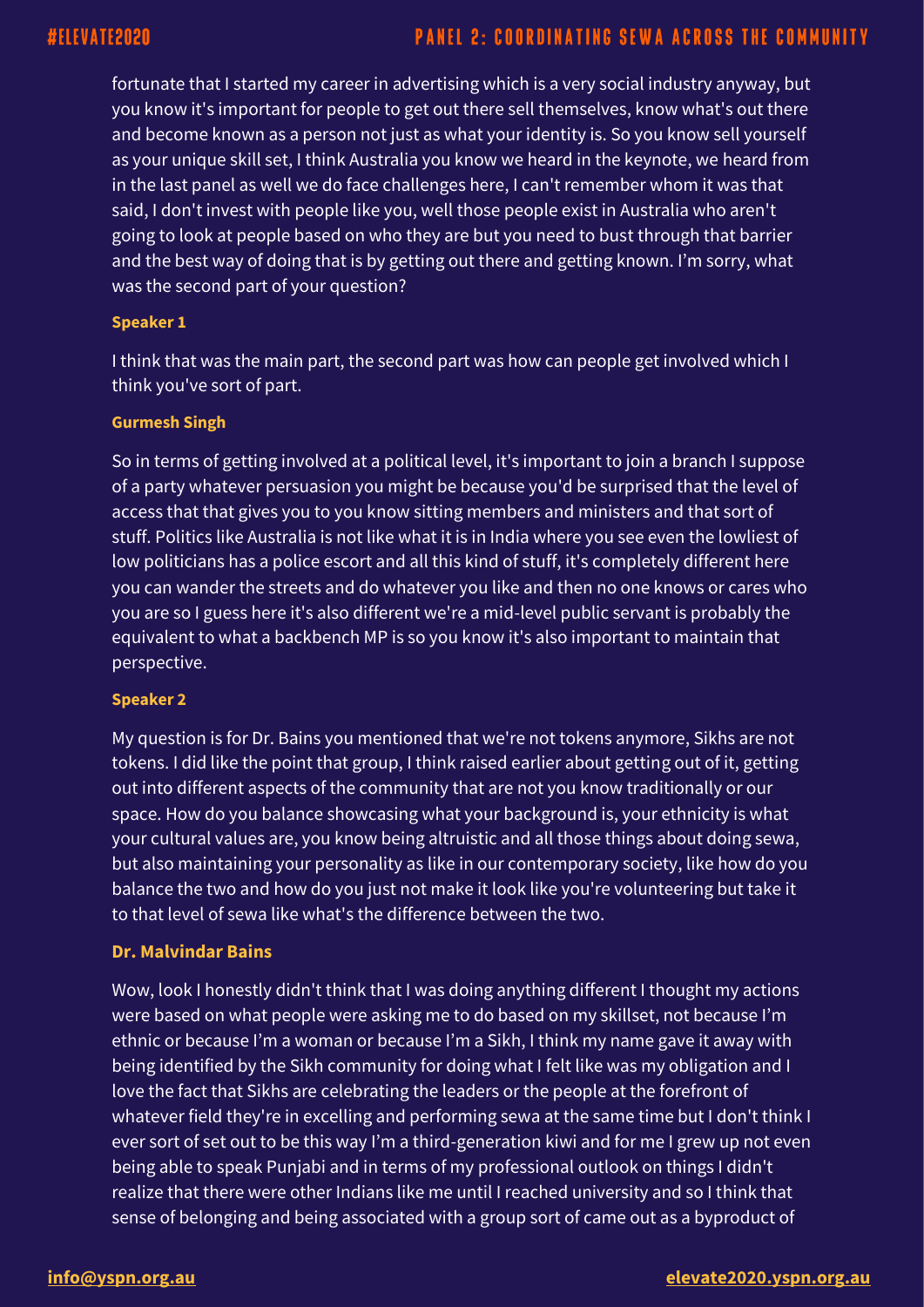fortunate that I started my career in advertising which is a very social industry anyway, but you know it's important for people to get out there sell themselves, know what's out there and become known as a person not just as what your identity is. So you know sell yourself as your unique skill set, I think Australia you know we heard in the keynote, we heard from in the last panel as well we do face challenges here, I can't remember whom it was that said, I don't invest with people like you, well those people exist in Australia who aren't going to look at people based on who they are but you need to bust through that barrier and the best way of doing that is by getting out there and getting known. I'm sorry, what was the second part of your question?

**Speaker 1**

I think that was the main part, the second part was how can people get involved which I think you've sort of part.

**Gurmesh Singh**

So in terms of getting involved at a political level, it's important to join a branch I suppose of a party whatever persuasion you might be because you'd be surprised that the level of access that that gives you to you know sitting members and ministers and that sort of stuff. Politics like Australia is not like what it is in India where you see even the lowliest of low politicians has a police escort and all this kind of stuff, it's completely different here you can wander the streets and do whatever you like and then no one knows or cares who you are so I guess here it's also different we're a mid-level public servant is probably the equivalent to what a backbench MP is so you know it's also important to maintain that perspective.

**Speaker 2**

My question is for Dr. Bains you mentioned that we're not tokens anymore, Sikhs are not tokens. I did like the point that group, I think raised earlier about getting out of it, getting out into different aspects of the community that are not you know traditionally or our space. How do you balance showcasing what your background is, your ethnicity is what your cultural values are, you know being altruistic and all those things about doing sewa, but also maintaining your personality as like in our contemporary society, like how do you balance the two and how do you just not make it look like you're volunteering but take it to that level of sewa like what's the difference between the two.

**Dr. Malvindar Bains**

Wow, look I honestly didn't think that I was doing anything different I thought my actions were based on what people were asking me to do based on my skillset, not because I'm ethnic or because I'm a woman or because I'm a Sikh, I think my name gave it away with being identified by the Sikh community for doing what I felt like was my obligation and I love the fact that Sikhs are celebrating the leaders or the people at the forefront of whatever field they're in excelling and performing sewa at the same time but I don't think I ever sort of set out to be this way I'm a third-generation kiwi and for me I grew up not even being able to speak Punjabi and in terms of my professional outlook on things I didn't realize that there were other Indians like me until I reached university and so I think that sense of belonging and being associated with a group sort of came out as a byproduct of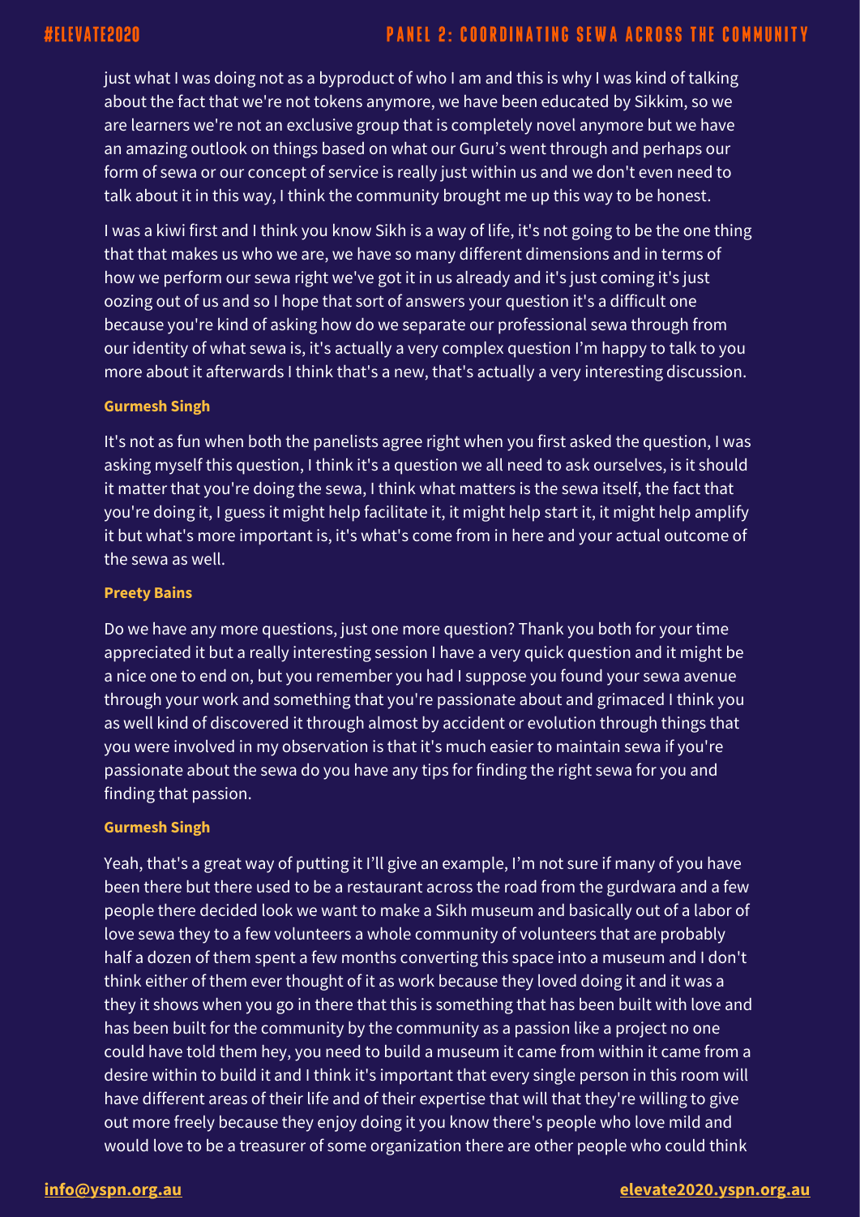just what I was doing not as a byproduct of who I am and this is why I was kind of talking about the fact that we're not tokens anymore, we have been educated by Sikkim, so we are learners we're not an exclusive group that is completely novel anymore but we have an amazing outlook on things based on what our Guru's went through and perhaps our form of sewa or our concept of service is really just within us and we don't even need to talk about it in this way, I think the community brought me up this way to be honest.

I was a kiwi first and I think you know Sikh is a way of life, it's not going to be the one thing that that makes us who we are, we have so many different dimensions and in terms of how we perform our sewa right we've got it in us already and it's just coming it's just oozing out of us and so I hope that sort of answers your question it's a difficult one because you're kind of asking how do we separate our professional sewa through from our identity of what sewa is, it's actually a very complex question I'm happy to talk to you more about it afterwards I think that's a new, that's actually a very interesting discussion.

**Gurmesh Singh**

It's not as fun when both the panelists agree right when you first asked the question, I was asking myself this question, I think it's a question we all need to ask ourselves, is it should it matter that you're doing the sewa, I think what matters is the sewa itself, the fact that you're doing it, I guess it might help facilitate it, it might help start it, it might help amplify it but what's more important is, it's what's come from in here and your actual outcome of the sewa as well.

**Preety Bains**

Do we have any more questions, just one more question? Thank you both for your time appreciated it but a really interesting session I have a very quick question and it might be a nice one to end on, but you remember you had I suppose you found your sewa avenue through your work and something that you're passionate about and grimaced I think you as well kind of discovered it through almost by accident or evolution through things that you were involved in my observation is that it's much easier to maintain sewa if you're passionate about the sewa do you have any tips for finding the right sewa for you and finding that passion.

**Gurmesh Singh**

Yeah, that's a great way of putting it I'll give an example, I'm not sure if many of you have been there but there used to be a restaurant across the road from the gurdwara and a few people there decided look we want to make a Sikh museum and basically out of a labor of love sewa they to a few volunteers a whole community of volunteers that are probably half a dozen of them spent a few months converting this space into a museum and I don't think either of them ever thought of it as work because they loved doing it and it was a they it shows when you go in there that this is something that has been built with love and has been built for the community by the community as a passion like a project no one could have told them hey, you need to build a museum it came from within it came from a desire within to build it and I think it's important that every single person in this room will have different areas of their life and of their expertise that will that they're willing to give out more freely because they enjoy doing it you know there's people who love mild and would love to be a treasurer of some organization there are other people who could think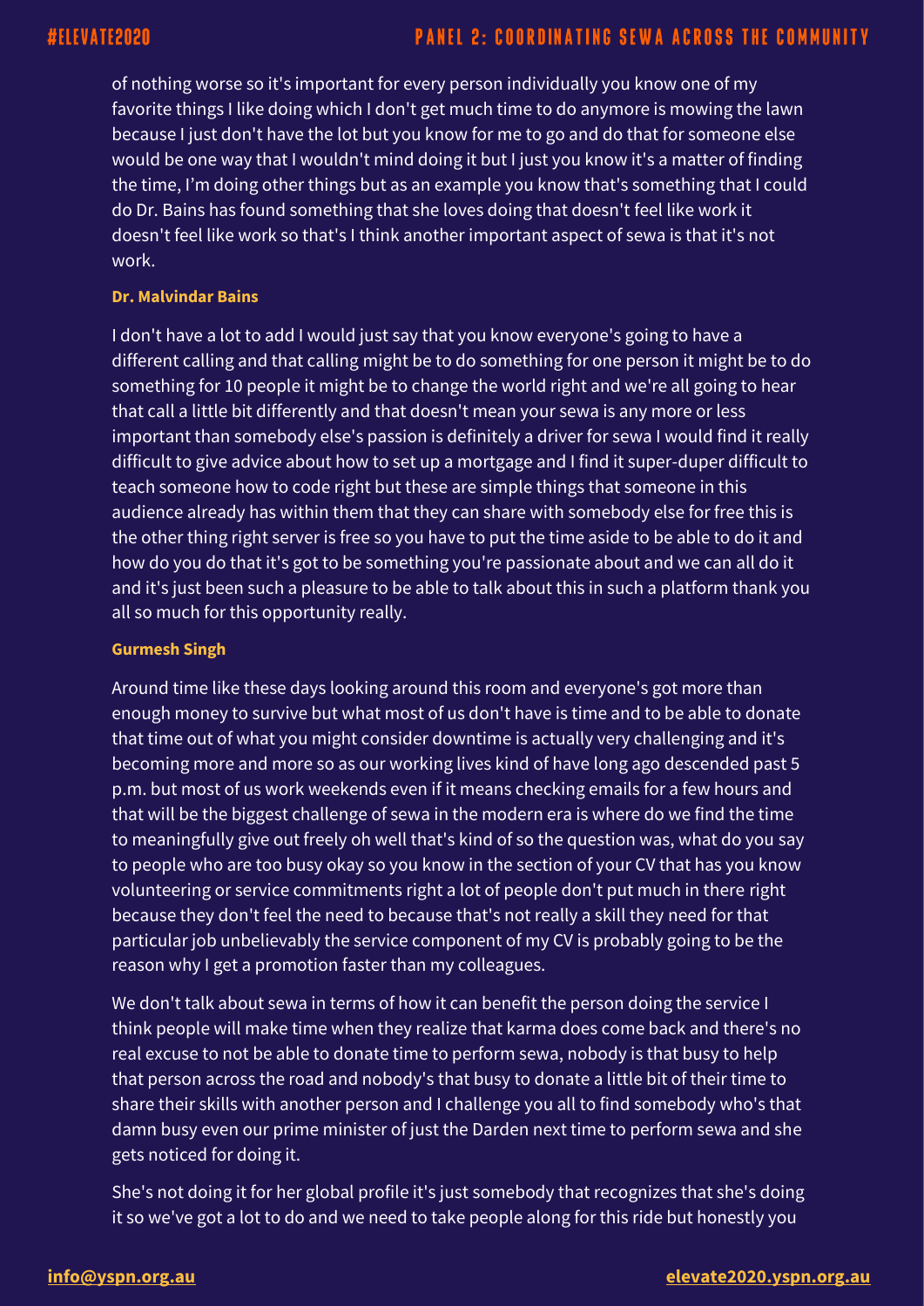of nothing worse so it's important for every person individually you know one of my favorite things I like doing which I don't get much time to do anymore is mowing the lawn because I just don't have the lot but you know for me to go and do that for someone else would be one way that I wouldn't mind doing it but I just you know it's a matter of finding the time, I'm doing other things but as an example you know that's something that I could do Dr. Bains has found something that she loves doing that doesn't feel like work it doesn't feel like work so that's I think another important aspect of sewa is that it's not work.

**Dr. Malvindar Bains**

I don't have a lot to add I would just say that you know everyone's going to have a different calling and that calling might be to do something for one person it might be to do something for 10 people it might be to change the world right and we're all going to hear that call a little bit differently and that doesn't mean your sewa is any more or less important than somebody else's passion is definitely a driver for sewa I would find it really difficult to give advice about how to set up a mortgage and I find it super-duper difficult to teach someone how to code right but these are simple things that someone in this audience already has within them that they can share with somebody else for free this is the other thing right server is free so you have to put the time aside to be able to do it and how do you do that it's got to be something you're passionate about and we can all do it and it's just been such a pleasure to be able to talk about this in such a platform thank you all so much for this opportunity really.

**Gurmesh Singh**

Around time like these days looking around this room and everyone's got more than enough money to survive but what most of us don't have is time and to be able to donate that time out of what you might consider downtime is actually very challenging and it's becoming more and more so as our working lives kind of have long ago descended past 5 p.m. but most of us work weekends even if it means checking emails for a few hours and that will be the biggest challenge of sewa in the modern era is where do we find the time to meaningfully give out freely oh well that's kind of so the question was, what do you say to people who are too busy okay so you know in the section of your CV that has you know volunteering or service commitments right a lot of people don't put much in there right because they don't feel the need to because that's not really a skill they need for that particular job unbelievably the service component of my CV is probably going to be the reason why I get a promotion faster than my colleagues.

We don't talk about sewa in terms of how it can benefit the person doing the service I think people will make time when they realize that karma does come back and there's no real excuse to not be able to donate time to perform sewa, nobody is that busy to help that person across the road and nobody's that busy to donate a little bit of their time to share their skills with another person and I challenge you all to find somebody who's that damn busy even our prime minister of just the Darden next time to perform sewa and she gets noticed for doing it.

She's not doing it for her global profile it's just somebody that recognizes that she's doing it so we've got a lot to do and we need to take people along for this ride but honestly you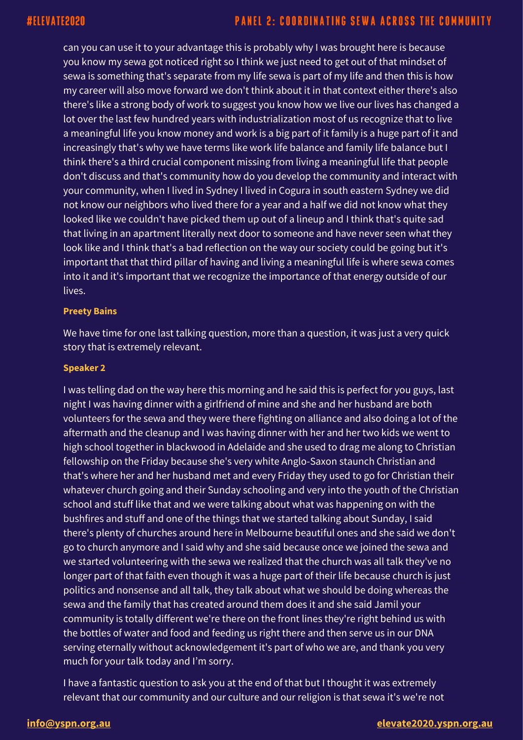can you can use it to your advantage this is probably why I was brought here is because you know my sewa got noticed right so I think we just need to get out of that mindset of sewa is something that's separate from my life sewa is part of my life and then this is how my career will also move forward we don't think about it in that context either there's also there's like a strong body of work to suggest you know how we live our lives has changed a lot over the last few hundred years with industrialization most of us recognize that to live a meaningful life you know money and work is a big part of it family is a huge part of it and increasingly that's why we have terms like work life balance and family life balance but I think there's a third crucial component missing from living a meaningful life that people don't discuss and that's community how do you develop the community and interact with your community, when I lived in Sydney I lived in Cogura in south eastern Sydney we did not know our neighbors who lived there for a year and a half we did not know what they looked like we couldn't have picked them up out of a lineup and I think that's quite sad that living in an apartment literally next door to someone and have never seen what they look like and I think that's a bad reflection on the way our society could be going but it's important that that third pillar of having and living a meaningful life is where sewa comes into it and it's important that we recognize the importance of that energy outside of our lives.

**Preety Bains**

We have time for one last talking question, more than a question, it was just a very quick story that is extremely relevant.

**Speaker 2**

I was telling dad on the way here this morning and he said this is perfect for you guys, last night I was having dinner with a girlfriend of mine and she and her husband are both volunteers for the sewa and they were there fighting on alliance and also doing a lot of the aftermath and the cleanup and I was having dinner with her and her two kids we went to high school together in blackwood in Adelaide and she used to drag me along to Christian fellowship on the Friday because she's very white Anglo-Saxon staunch Christian and that's where her and her husband met and every Friday they used to go for Christian their whatever church going and their Sunday schooling and very into the youth of the Christian school and stuff like that and we were talking about what was happening on with the bushfires and stuff and one of the things that we started talking about Sunday, I said there's plenty of churches around here in Melbourne beautiful ones and she said we don't go to church anymore and I said why and she said because once we joined the sewa and we started volunteering with the sewa we realized that the church was all talk they've no longer part of that faith even though it was a huge part of their life because church is just politics and nonsense and all talk, they talk about what we should be doing whereas the sewa and the family that has created around them does it and she said Jamil your community is totally different we're there on the front lines they're right behind us with the bottles of water and food and feeding us right there and then serve us in our DNA serving eternally without acknowledgement it's part of who we are, and thank you very much for your talk today and I'm sorry.

I have a fantastic question to ask you at the end of that but I thought it was extremely relevant that our community and our culture and our religion is that sewa it's we're not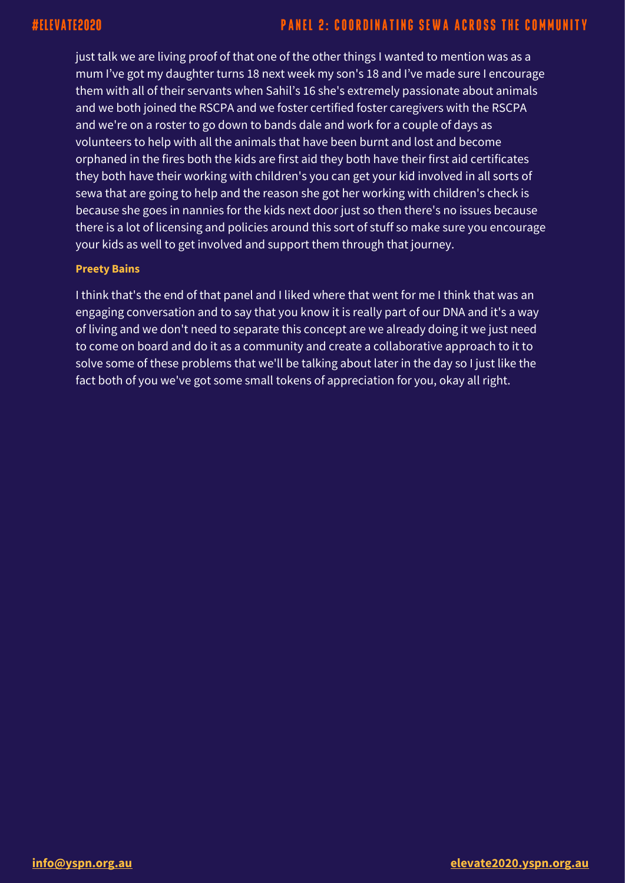just talk we are living proof of that one of the other things I wanted to mention was as a mum I've got my daughter turns 18 next week my son's 18 and I've made sure I encourage them with all of their servants when Sahil's 16 she's extremely passionate about animals and we both joined the RSCPA and we foster certified foster caregivers with the RSCPA and we're on a roster to go down to bands dale and work for a couple of days as volunteers to help with all the animals that have been burnt and lost and become orphaned in the fires both the kids are first aid they both have their first aid certificates they both have their working with children's you can get your kid involved in all sorts of sewa that are going to help and the reason she got her working with children's check is because she goes in nannies for the kids next door just so then there's no issues because there is a lot of licensing and policies around this sort of stuff so make sure you encourage your kids as well to get involved and support them through that journey.

**Preety Bains**

I think that's the end of that panel and I liked where that went for me I think that was an engaging conversation and to say that you know it is really part of our DNA and it's a way of living and we don't need to separate this concept are we already doing it we just need to come on board and do it as a community and create a collaborative approach to it to solve some of these problems that we'll be talking about later in the day so I just like the fact both of you we've got some small tokens of appreciation for you, okay all right.